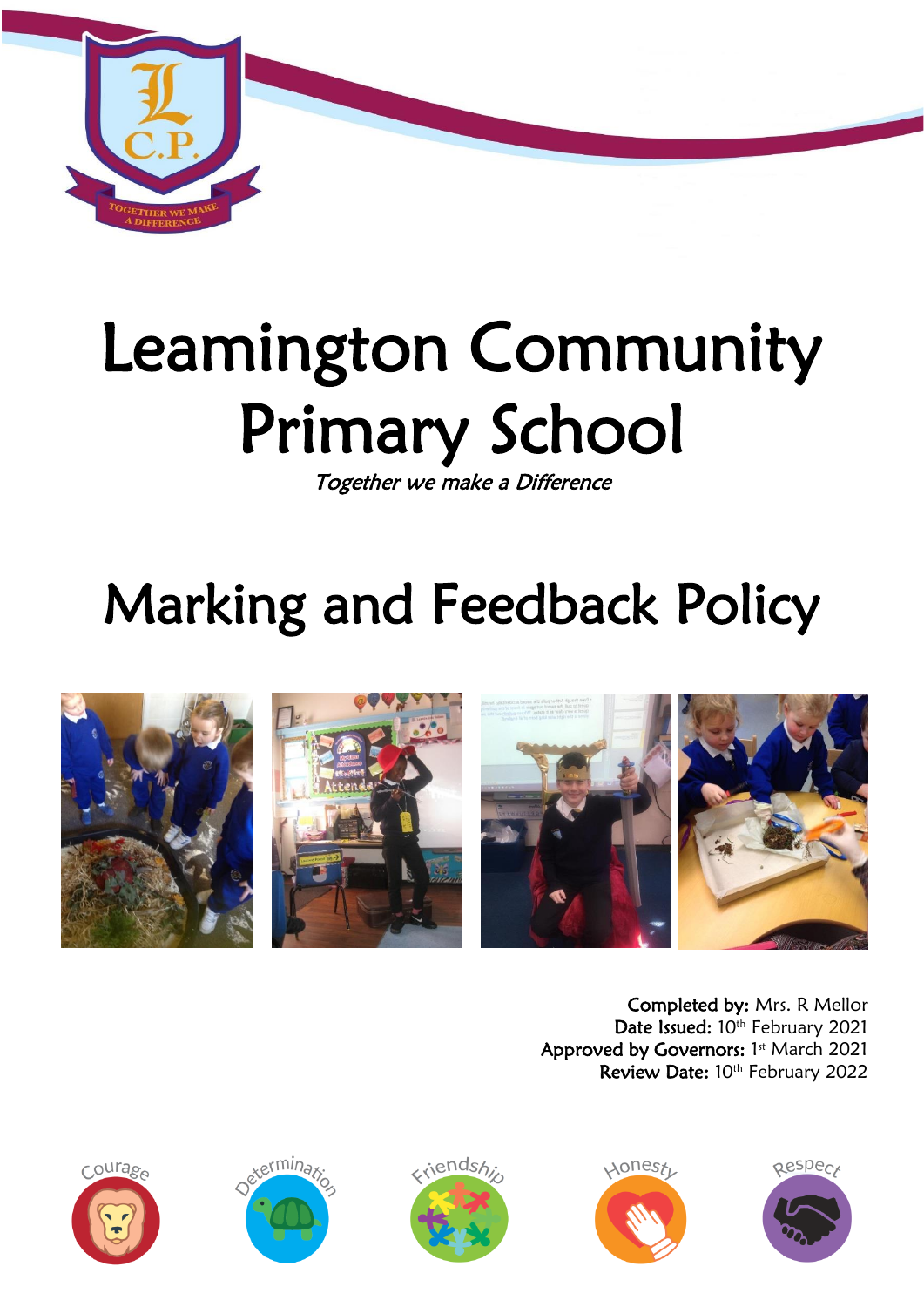# Leamington Community Primary School

*Together we make a Difference*

# Marking and Feedback Policy

**Completed by:** Mrs. R Mellor
**Date Issued:** 10th February 2021
**Approved by Governors:** 1st March 2021
**Review Date:** 10th February 2022

Courage Determination Friendship Honesty Respect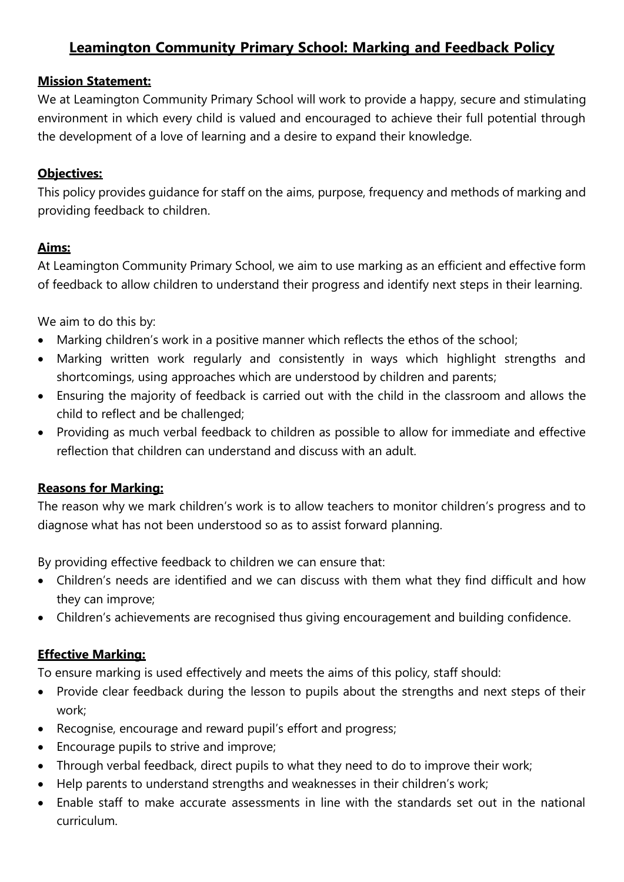# Leamington Community Primary School: Marking and Feedback Policy

## Mission Statement:

We at Leamington Community Primary School will work to provide a happy, secure and stimulating environment in which every child is valued and encouraged to achieve their full potential through the development of a love of learning and a desire to expand their knowledge.

## Objectives:

This policy provides guidance for staff on the aims, purpose, frequency and methods of marking and providing feedback to children.

## Aims:

At Leamington Community Primary School, we aim to use marking as an efficient and effective form of feedback to allow children to understand their progress and identify next steps in their learning.

We aim to do this by:

- Marking children's work in a positive manner which reflects the ethos of the school;
- Marking written work regularly and consistently in ways which highlight strengths and shortcomings, using approaches which are understood by children and parents;
- Ensuring the majority of feedback is carried out with the child in the classroom and allows the child to reflect and be challenged;
- Providing as much verbal feedback to children as possible to allow for immediate and effective reflection that children can understand and discuss with an adult.

## Reasons for Marking:

The reason why we mark children's work is to allow teachers to monitor children's progress and to diagnose what has not been understood so as to assist forward planning.

By providing effective feedback to children we can ensure that:

- Children's needs are identified and we can discuss with them what they find difficult and how they can improve;
- Children's achievements are recognised thus giving encouragement and building confidence.

## Effective Marking:

To ensure marking is used effectively and meets the aims of this policy, staff should:

- Provide clear feedback during the lesson to pupils about the strengths and next steps of their work;
- Recognise, encourage and reward pupil's effort and progress;
- Encourage pupils to strive and improve;
- Through verbal feedback, direct pupils to what they need to do to improve their work;
- Help parents to understand strengths and weaknesses in their children's work;
- Enable staff to make accurate assessments in line with the standards set out in the national curriculum.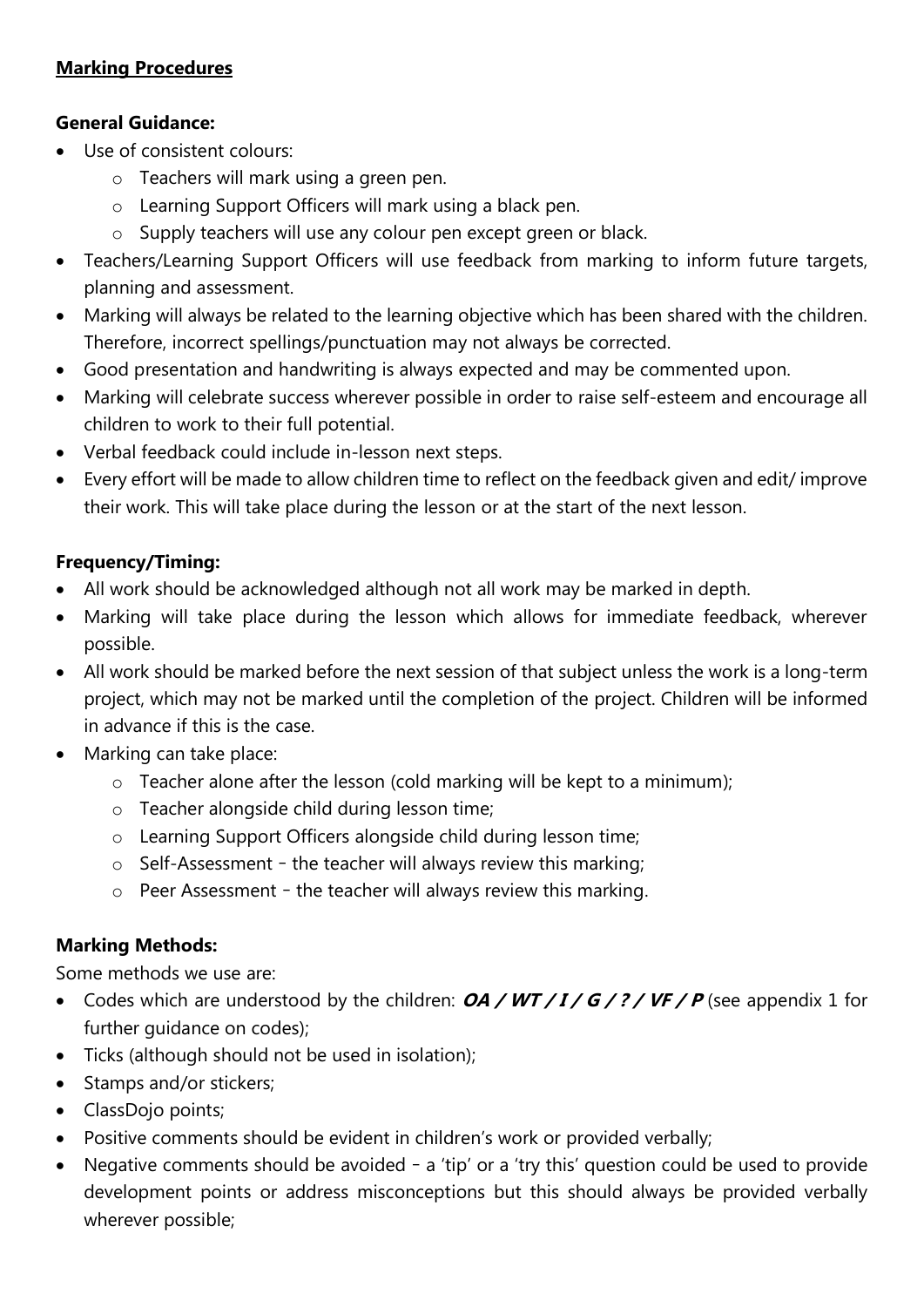## Marking Procedures

### General Guidance:

- Use of consistent colours:
  - Teachers will mark using a green pen.
  - Learning Support Officers will mark using a black pen.
  - Supply teachers will use any colour pen except green or black.
- Teachers/Learning Support Officers will use feedback from marking to inform future targets, planning and assessment.
- Marking will always be related to the learning objective which has been shared with the children. Therefore, incorrect spellings/punctuation may not always be corrected.
- Good presentation and handwriting is always expected and may be commented upon.
- Marking will celebrate success wherever possible in order to raise self-esteem and encourage all children to work to their full potential.
- Verbal feedback could include in-lesson next steps.
- Every effort will be made to allow children time to reflect on the feedback given and edit/ improve their work. This will take place during the lesson or at the start of the next lesson.

### Frequency/Timing:

- All work should be acknowledged although not all work may be marked in depth.
- Marking will take place during the lesson which allows for immediate feedback, wherever possible.
- All work should be marked before the next session of that subject unless the work is a long-term project, which may not be marked until the completion of the project. Children will be informed in advance if this is the case.
- Marking can take place:
  - Teacher alone after the lesson (cold marking will be kept to a minimum);
  - Teacher alongside child during lesson time;
  - Learning Support Officers alongside child during lesson time;
  - Self-Assessment – the teacher will always review this marking;
  - Peer Assessment – the teacher will always review this marking.

### Marking Methods:

Some methods we use are:

- Codes which are understood by the children: ***OA / WT / I / G / ? / VF / P*** (see appendix 1 for further guidance on codes);
- Ticks (although should not be used in isolation);
- Stamps and/or stickers;
- ClassDojo points;
- Positive comments should be evident in children's work or provided verbally;
- Negative comments should be avoided – a 'tip' or a 'try this' question could be used to provide development points or address misconceptions but this should always be provided verbally wherever possible;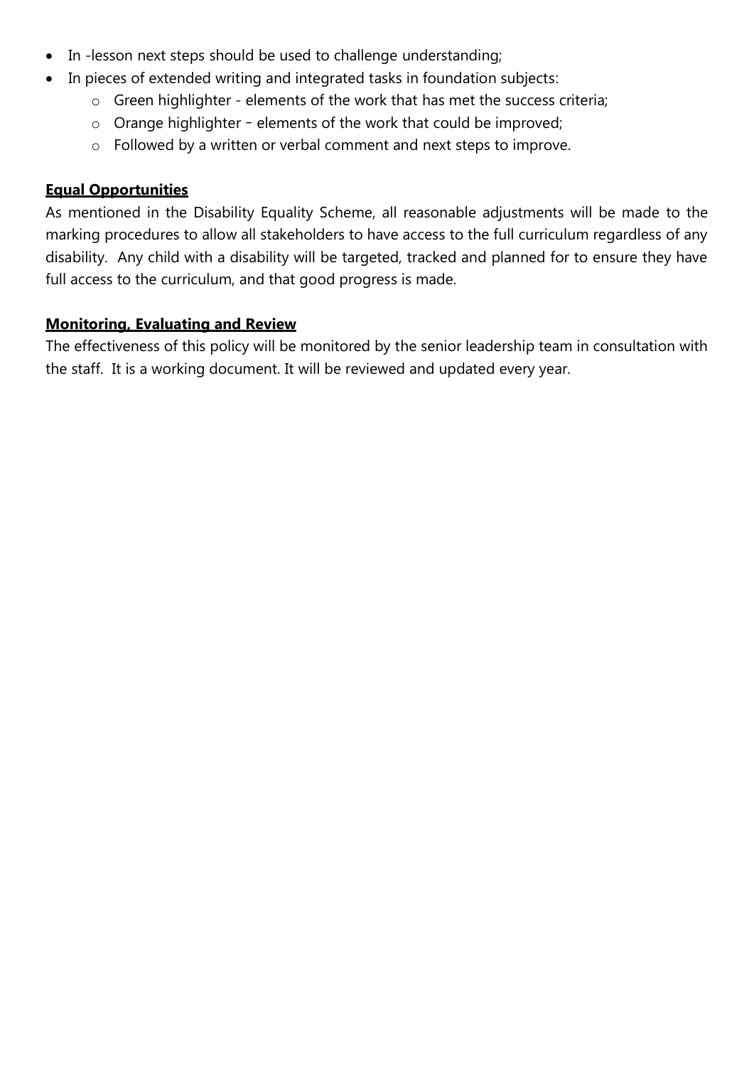- In -lesson next steps should be used to challenge understanding;
- In pieces of extended writing and integrated tasks in foundation subjects:
  - Green highlighter - elements of the work that has met the success criteria;
  - Orange highlighter – elements of the work that could be improved;
  - Followed by a written or verbal comment and next steps to improve.

**Equal Opportunities**

As mentioned in the Disability Equality Scheme, all reasonable adjustments will be made to the marking procedures to allow all stakeholders to have access to the full curriculum regardless of any disability. Any child with a disability will be targeted, tracked and planned for to ensure they have full access to the curriculum, and that good progress is made.

**Monitoring, Evaluating and Review**

The effectiveness of this policy will be monitored by the senior leadership team in consultation with the staff. It is a working document. It will be reviewed and updated every year.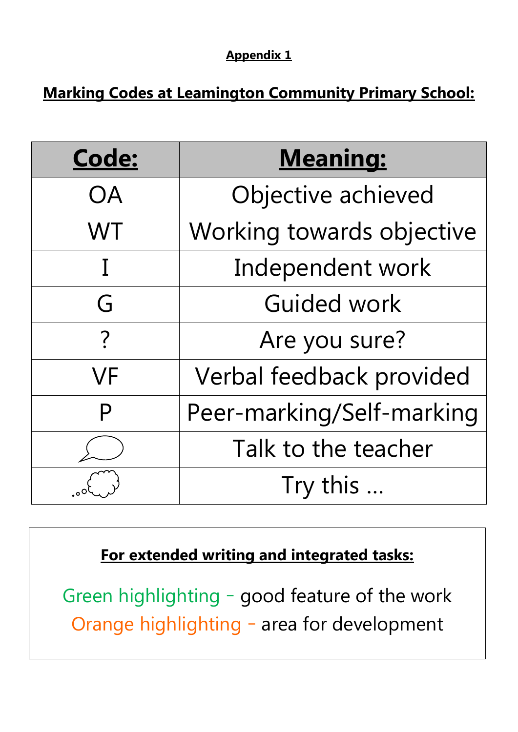**Appendix 1**

**Marking Codes at Leamington Community Primary School:**

| **Code:** | **Meaning:** |
| --- | --- |
| OA | Objective achieved |
| WT | Working towards objective |
| I | Independent work |
| G | Guided work |
| ? | Are you sure? |
| VF | Verbal feedback provided |
| P | Peer-marking/Self-marking |
| | Talk to the teacher |
| | Try this … |

**For extended writing and integrated tasks:**

Green highlighting – good feature of the work

Orange highlighting – area for development